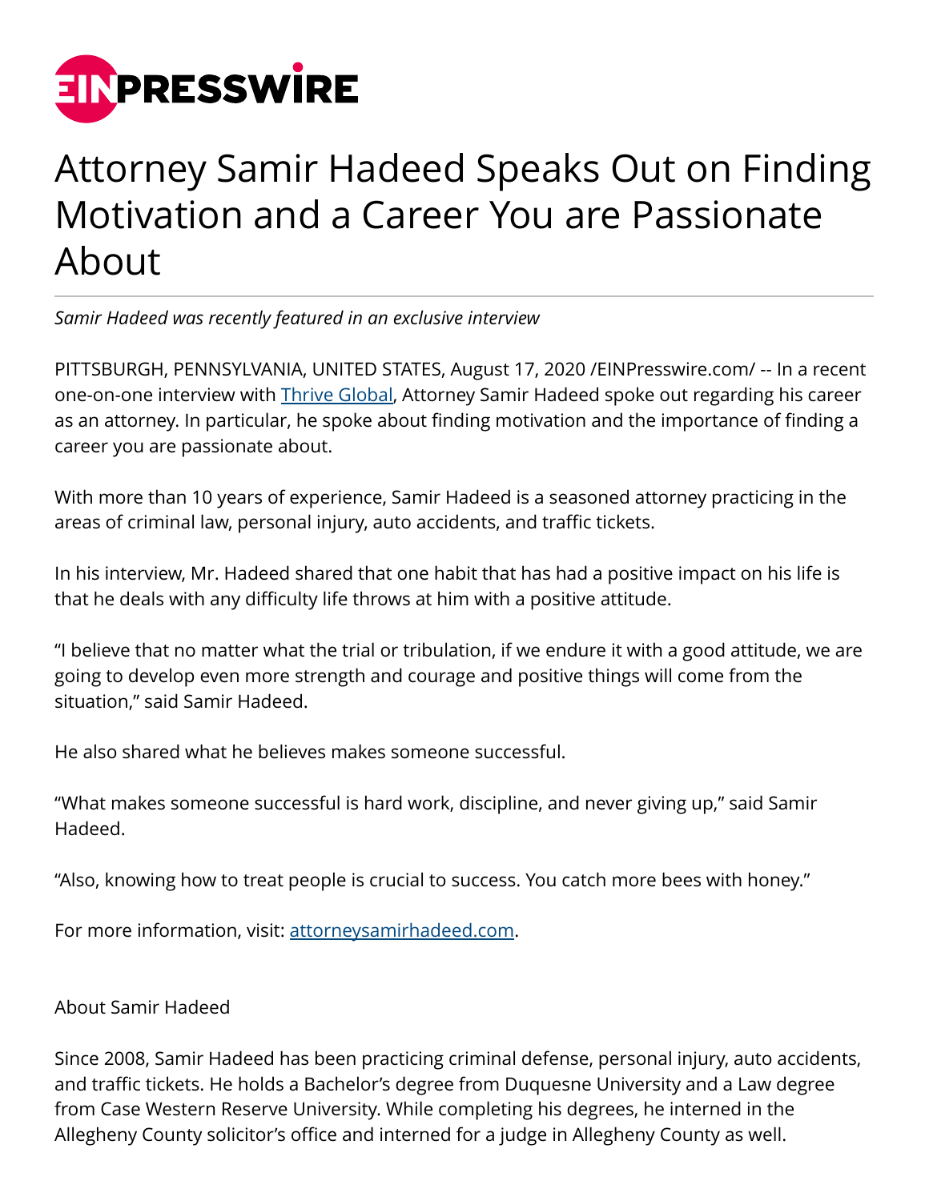# Attorney Samir Hadeed Speaks Out on Finding Motivation and a Career You are Passionate About

*Samir Hadeed was recently featured in an exclusive interview*

PITTSBURGH, PENNSYLVANIA, UNITED STATES, August 17, 2020 /EINPresswire.com/ -- In a recent one-on-one interview with Thrive Global, Attorney Samir Hadeed spoke out regarding his career as an attorney. In particular, he spoke about finding motivation and the importance of finding a career you are passionate about.

With more than 10 years of experience, Samir Hadeed is a seasoned attorney practicing in the areas of criminal law, personal injury, auto accidents, and traffic tickets.

In his interview, Mr. Hadeed shared that one habit that has had a positive impact on his life is that he deals with any difficulty life throws at him with a positive attitude.

"I believe that no matter what the trial or tribulation, if we endure it with a good attitude, we are going to develop even more strength and courage and positive things will come from the situation," said Samir Hadeed.

He also shared what he believes makes someone successful.

"What makes someone successful is hard work, discipline, and never giving up," said Samir Hadeed.

"Also, knowing how to treat people is crucial to success. You catch more bees with honey."

For more information, visit: attorneysamirhadeed.com.

About Samir Hadeed

Since 2008, Samir Hadeed has been practicing criminal defense, personal injury, auto accidents, and traffic tickets. He holds a Bachelor's degree from Duquesne University and a Law degree from Case Western Reserve University. While completing his degrees, he interned in the Allegheny County solicitor's office and interned for a judge in Allegheny County as well.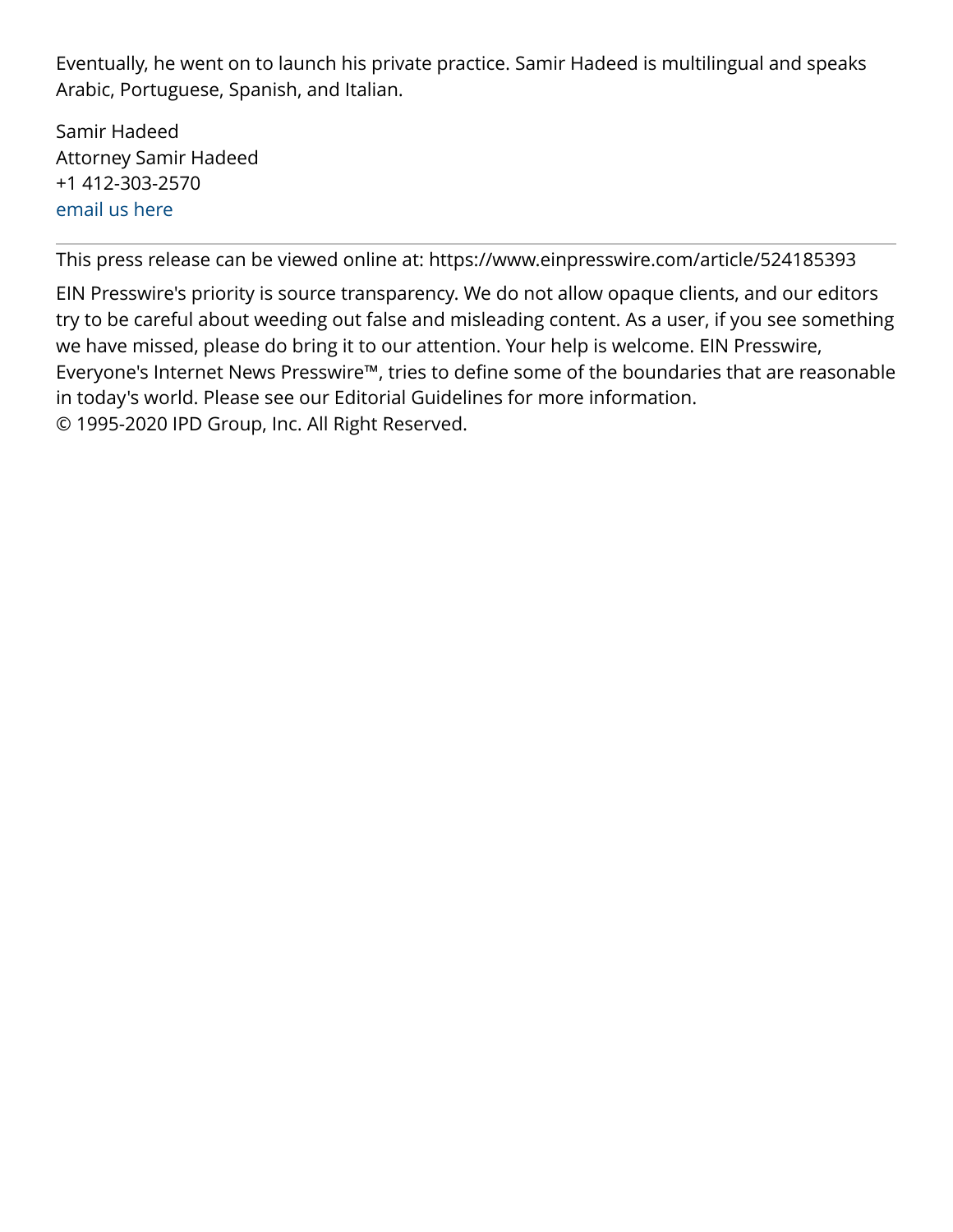Eventually, he went on to launch his private practice. Samir Hadeed is multilingual and speaks Arabic, Portuguese, Spanish, and Italian.

Samir Hadeed
Attorney Samir Hadeed
+1 412-303-2570
email us here

---

This press release can be viewed online at: https://www.einpresswire.com/article/524185393

EIN Presswire's priority is source transparency. We do not allow opaque clients, and our editors try to be careful about weeding out false and misleading content. As a user, if you see something we have missed, please do bring it to our attention. Your help is welcome. EIN Presswire, Everyone's Internet News Presswire™, tries to define some of the boundaries that are reasonable in today's world. Please see our Editorial Guidelines for more information.
© 1995-2020 IPD Group, Inc. All Right Reserved.